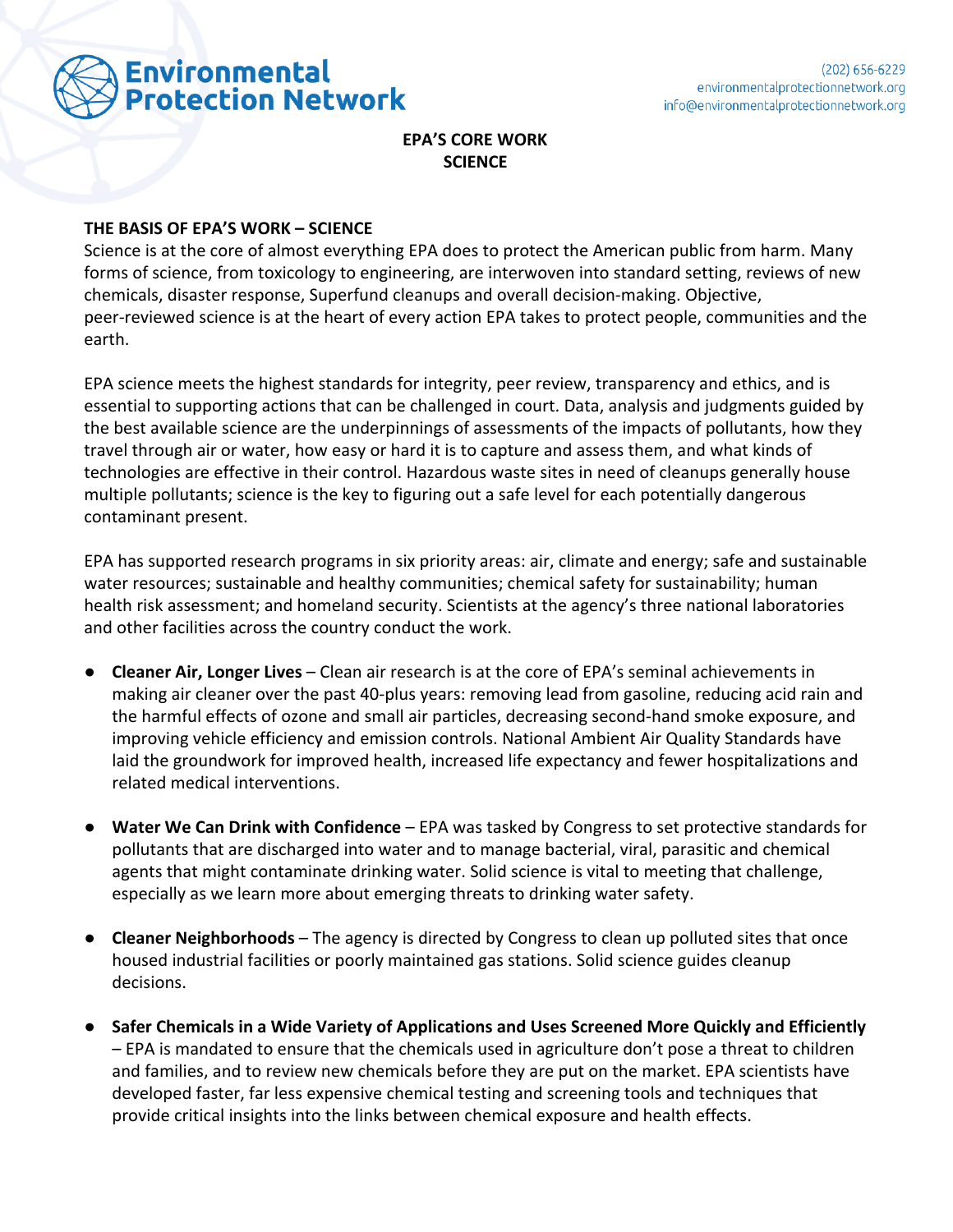# Environmental Protection Network

(202) 656-6229
environmentalprotectionnetwork.org
info@environmentalprotectionnetwork.org

## EPA'S CORE WORK
## SCIENCE

### THE BASIS OF EPA'S WORK – SCIENCE

Science is at the core of almost everything EPA does to protect the American public from harm. Many forms of science, from toxicology to engineering, are interwoven into standard setting, reviews of new chemicals, disaster response, Superfund cleanups and overall decision-making. Objective, peer-reviewed science is at the heart of every action EPA takes to protect people, communities and the earth.

EPA science meets the highest standards for integrity, peer review, transparency and ethics, and is essential to supporting actions that can be challenged in court. Data, analysis and judgments guided by the best available science are the underpinnings of assessments of the impacts of pollutants, how they travel through air or water, how easy or hard it is to capture and assess them, and what kinds of technologies are effective in their control. Hazardous waste sites in need of cleanups generally house multiple pollutants; science is the key to figuring out a safe level for each potentially dangerous contaminant present.

EPA has supported research programs in six priority areas: air, climate and energy; safe and sustainable water resources; sustainable and healthy communities; chemical safety for sustainability; human health risk assessment; and homeland security. Scientists at the agency's three national laboratories and other facilities across the country conduct the work.

- **Cleaner Air, Longer Lives** – Clean air research is at the core of EPA's seminal achievements in making air cleaner over the past 40-plus years: removing lead from gasoline, reducing acid rain and the harmful effects of ozone and small air particles, decreasing second-hand smoke exposure, and improving vehicle efficiency and emission controls. National Ambient Air Quality Standards have laid the groundwork for improved health, increased life expectancy and fewer hospitalizations and related medical interventions.

- **Water We Can Drink with Confidence** – EPA was tasked by Congress to set protective standards for pollutants that are discharged into water and to manage bacterial, viral, parasitic and chemical agents that might contaminate drinking water. Solid science is vital to meeting that challenge, especially as we learn more about emerging threats to drinking water safety.

- **Cleaner Neighborhoods** – The agency is directed by Congress to clean up polluted sites that once housed industrial facilities or poorly maintained gas stations. Solid science guides cleanup decisions.

- **Safer Chemicals in a Wide Variety of Applications and Uses Screened More Quickly and Efficiently** – EPA is mandated to ensure that the chemicals used in agriculture don't pose a threat to children and families, and to review new chemicals before they are put on the market. EPA scientists have developed faster, far less expensive chemical testing and screening tools and techniques that provide critical insights into the links between chemical exposure and health effects.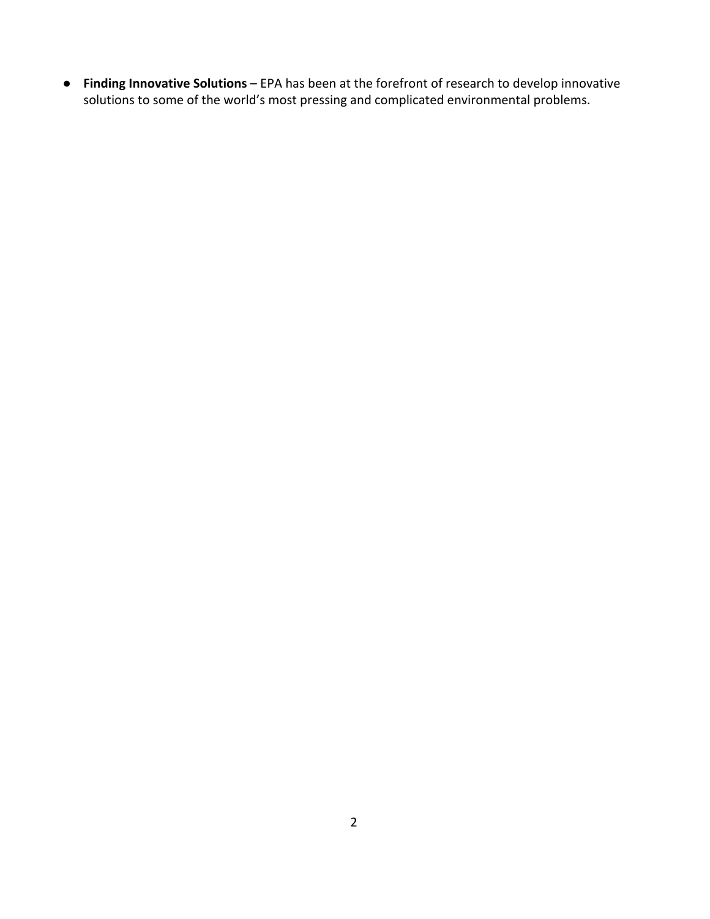- **Finding Innovative Solutions** – EPA has been at the forefront of research to develop innovative solutions to some of the world's most pressing and complicated environmental problems.